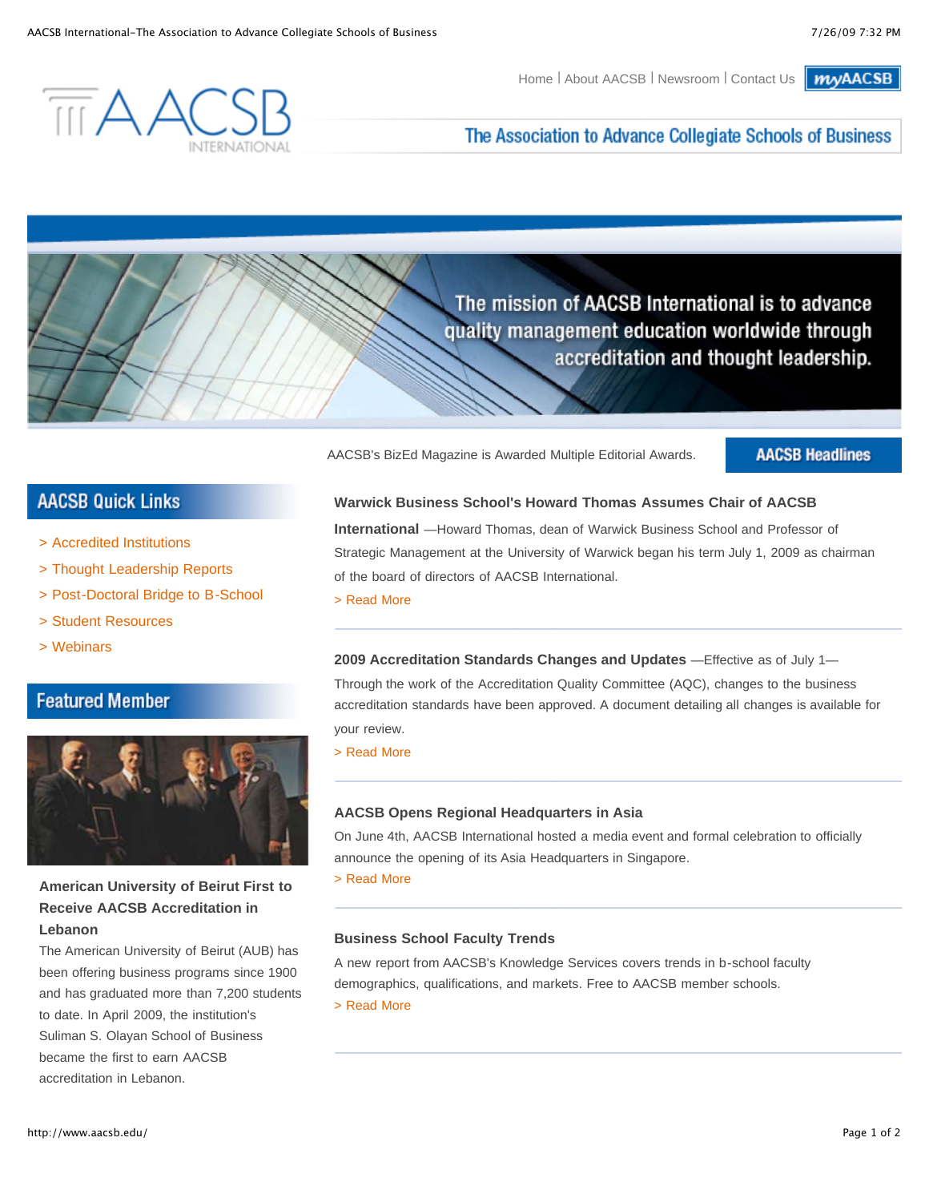Home | About AACSB | Newsroom | Contact Us | myAACSB

# AACSB International

## The Association to Advance Collegiate Schools of Business

The mission of AACSB International is to advance quality management education worldwide through accreditation and thought leadership.

AACSB's BizEd Magazine is Awarded Multiple Editorial Awards.

## AACSB Quick Links

- > Accredited Institutions
- > Thought Leadership Reports
- > Post-Doctoral Bridge to B-School
- > Student Resources
- > Webinars

## Featured Member

**American University of Beirut First to Receive AACSB Accreditation in Lebanon**

The American University of Beirut (AUB) has been offering business programs since 1900 and has graduated more than 7,200 students to date. In April 2009, the institution's Suliman S. Olayan School of Business became the first to earn AACSB accreditation in Lebanon.

## AACSB Headlines

**Warwick Business School's Howard Thomas Assumes Chair of AACSB International** —Howard Thomas, dean of Warwick Business School and Professor of Strategic Management at the University of Warwick began his term July 1, 2009 as chairman of the board of directors of AACSB International.

> Read More

---

**2009 Accreditation Standards Changes and Updates** —Effective as of July 1— Through the work of the Accreditation Quality Committee (AQC), changes to the business accreditation standards have been approved. A document detailing all changes is available for your review.

> Read More

---

**AACSB Opens Regional Headquarters in Asia**

On June 4th, AACSB International hosted a media event and formal celebration to officially announce the opening of its Asia Headquarters in Singapore.

> Read More

---

**Business School Faculty Trends**

A new report from AACSB's Knowledge Services covers trends in b-school faculty demographics, qualifications, and markets. Free to AACSB member schools.

> Read More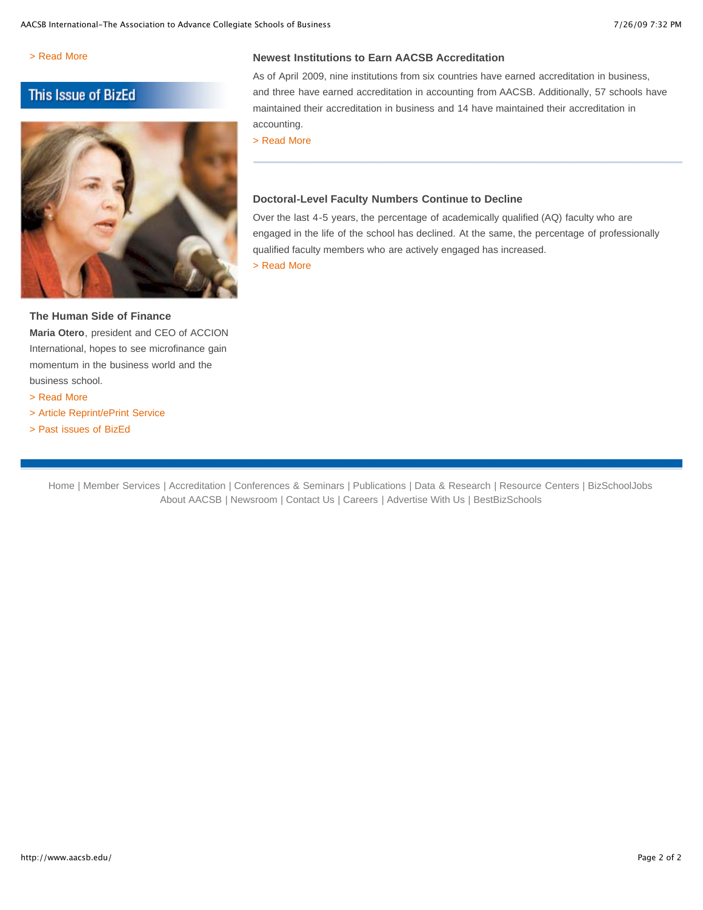> Read More

## This Issue of BizEd

### The Human Side of Finance

**Maria Otero**, president and CEO of ACCION International, hopes to see microfinance gain momentum in the business world and the business school.

> Read More

> Article Reprint/ePrint Service

> Past issues of BizEd

### Newest Institutions to Earn AACSB Accreditation

As of April 2009, nine institutions from six countries have earned accreditation in business, and three have earned accreditation in accounting from AACSB. Additionally, 57 schools have maintained their accreditation in business and 14 have maintained their accreditation in accounting.

> Read More

### Doctoral-Level Faculty Numbers Continue to Decline

Over the last 4-5 years, the percentage of academically qualified (AQ) faculty who are engaged in the life of the school has declined. At the same, the percentage of professionally qualified faculty members who are actively engaged has increased.

> Read More

Home | Member Services | Accreditation | Conferences & Seminars | Publications | Data & Research | Resource Centers | BizSchoolJobs
About AACSB | Newsroom | Contact Us | Careers | Advertise With Us | BestBizSchools